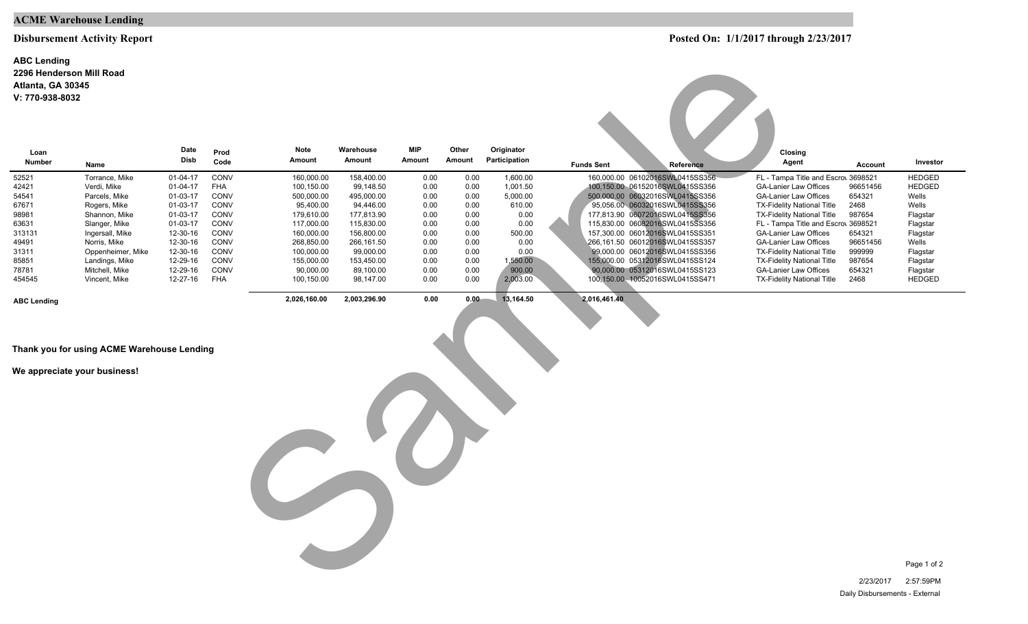## ACME Warehouse Lending

### Disbursement Activity Report

**Posted On: 1/1/2017 through 2/23/2017**

**ABC Lending**
**2296 Henderson Mill Road**
**Atlanta, GA 30345**
**V: 770-938-8032**

| Loan Number | Name | Date Disb | Prod Code | Note Amount | Warehouse Amount | MIP Amount | Other Amount | Originator Participation | Funds Sent | Reference | Closing Agent | Account | Investor |
|---|---|---|---|---|---|---|---|---|---|---|---|---|---|
| 52521 | Torrance, Mike | 01-04-17 | CONV | 160,000.00 | 158,400.00 | 0.00 | 0.00 | 1,600.00 | 160,000.00 | 06102016SWL0415SS356 | FL - Tampa Title and Escrov | 3698521 | HEDGED |
| 42421 | Verdi, Mike | 01-04-17 | FHA | 100,150.00 | 99,148.50 | 0.00 | 0.00 | 1,001.50 | 100,150.00 | 06152016SWL0415SS356 | GA-Lanier Law Offices | 96651456 | HEDGED |
| 54541 | Parcels, Mike | 01-03-17 | CONV | 500,000.00 | 495,000.00 | 0.00 | 0.00 | 5,000.00 | 500,000.00 | 06032016SWL0415SS356 | GA-Lanier Law Offices | 654321 | Wells |
| 67671 | Rogers, Mike | 01-03-17 | CONV | 95,400.00 | 94,446.00 | 0.00 | 0.00 | 610.00 | 95,056.00 | 06032016SWL0415SS356 | TX-Fidelity National Title | 2468 | Wells |
| 98981 | Shannon, Mike | 01-03-17 | CONV | 179,610.00 | 177,813.90 | 0.00 | 0.00 | 0.00 | 177,813.90 | 06072016SWL0415SS356 | TX-Fidelity National Title | 987654 | Flagstar |
| 63631 | Slanger, Mike | 01-03-17 | CONV | 117,000.00 | 115,830.00 | 0.00 | 0.00 | 0.00 | 115,830.00 | 06082016SWL0415SS356 | FL - Tampa Title and Escrov | 3698521 | Flagstar |
| 313131 | Ingersall, Mike | 12-30-16 | CONV | 160,000.00 | 156,800.00 | 0.00 | 0.00 | 500.00 | 157,300.00 | 06012016SWL0415SS351 | GA-Lanier Law Offices | 654321 | Flagstar |
| 49491 | Norris, Mike | 12-30-16 | CONV | 268,850.00 | 266,161.50 | 0.00 | 0.00 | 0.00 | 266,161.50 | 06012016SWL0415SS357 | GA-Lanier Law Offices | 96651456 | Wells |
| 31311 | Oppenheimer, Mike | 12-30-16 | CONV | 100,000.00 | 99,000.00 | 0.00 | 0.00 | 0.00 | 99,000.00 | 06012016SWL0415SS356 | TX-Fidelity National Title | 999999 | Flagstar |
| 85851 | Landings, Mike | 12-29-16 | CONV | 155,000.00 | 153,450.00 | 0.00 | 0.00 | 1,550.00 | 155,000.00 | 05312016SWL0415SS124 | TX-Fidelity National Title | 987654 | Flagstar |
| 78781 | Mitchell, Mike | 12-29-16 | CONV | 90,000.00 | 89,100.00 | 0.00 | 0.00 | 900.00 | 90,000.00 | 05312016SWL0415SS123 | GA-Lanier Law Offices | 654321 | Flagstar |
| 454545 | Vincent, Mike | 12-27-16 | FHA | 100,150.00 | 98,147.00 | 0.00 | 0.00 | 2,003.00 | 100,150.00 | 10052016SWL0415SS471 | TX-Fidelity National Title | 2468 | HEDGED |
| **ABC Lending** | | | | **2,026,160.00** | **2,003,296.90** | **0.00** | **0.00** | **13,164.50** | **2,016,461.40** | | | | |

**Thank you for using ACME Warehouse Lending**

**We appreciate your business!**

Sample

2/23/2017 2:57:59PM
Daily Disbursements - External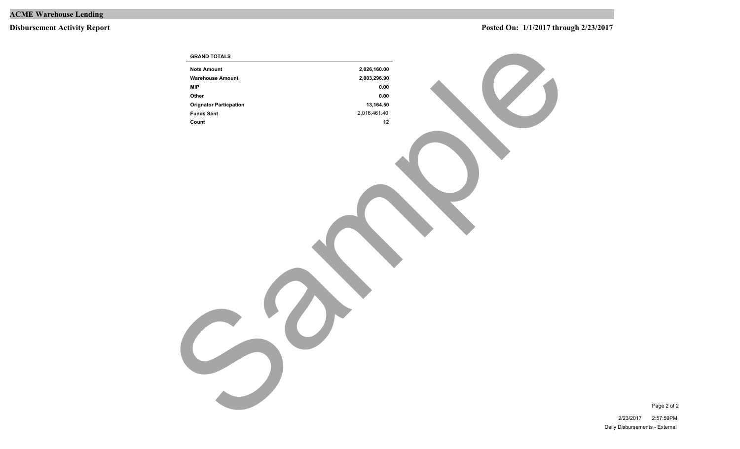**ACME Warehouse Lending**

**Disbursement Activity Report**

**Posted On: 1/1/2017 through 2/23/2017**

| GRAND TOTALS | |
|---|---|
| **Note Amount** | **2,026,160.00** |
| **Warehouse Amount** | **2,003,296.90** |
| **MIP** | **0.00** |
| **Other** | **0.00** |
| **Orignator Particpation** | **13,164.50** |
| **Funds Sent** | 2,016,461.40 |
| **Count** | **12** |

Sample

2/23/2017 2:57:59PM

Daily Disbursements - External